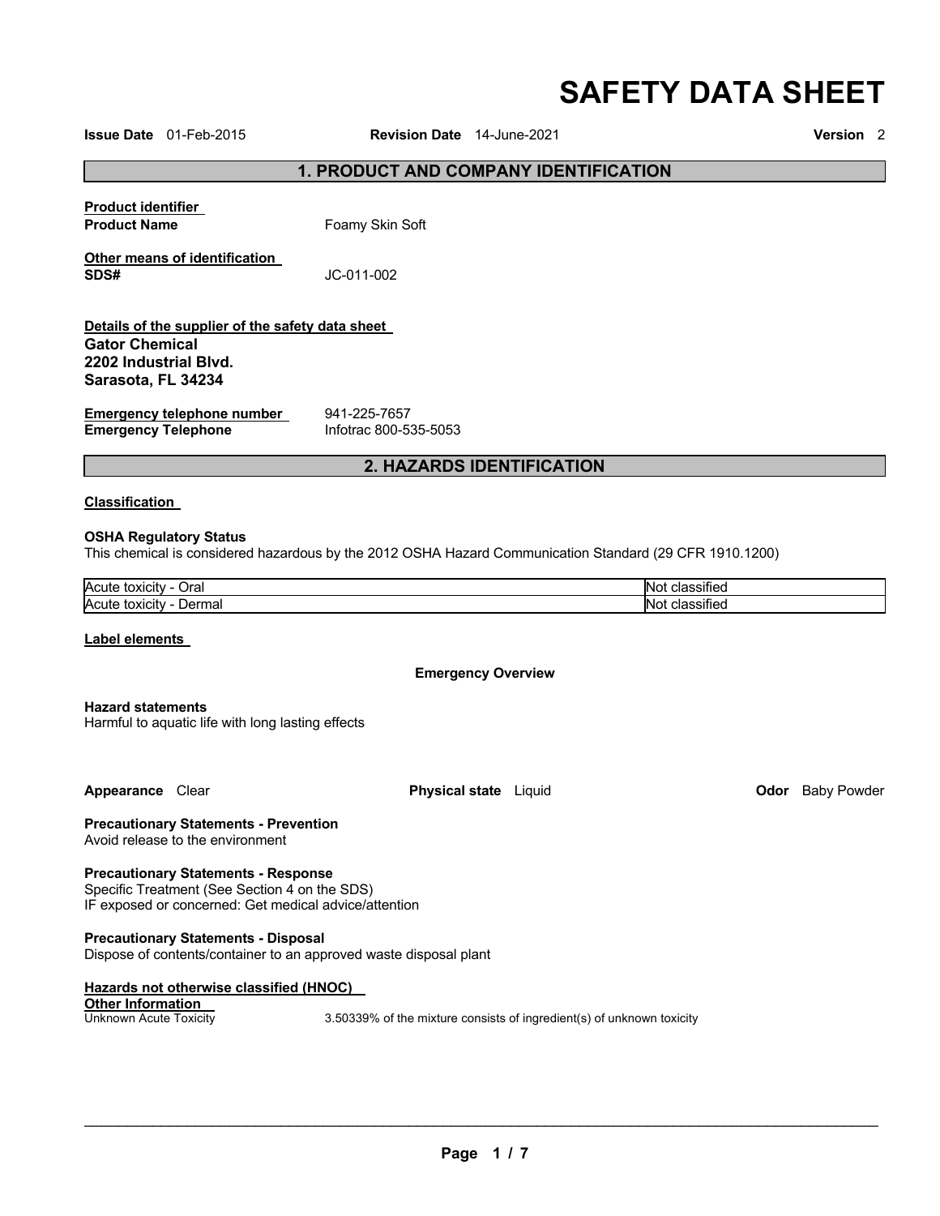# SAFETY DATA SHEET

**Issue Date** 01-Feb-2015 **Revision Date** 14-June-2021 **Version** 2

## 1. PRODUCT AND COMPANY IDENTIFICATION

**Product identifier**
**Product Name** Foamy Skin Soft

**Other means of identification**
**SDS#** JC-011-002

**Details of the supplier of the safety data sheet**
**Gator Chemical**
**2202 Industrial Blvd.**
**Sarasota, FL 34234**

**Emergency telephone number** 941-225-7657
**Emergency Telephone** Infotrac 800-535-5053

## 2. HAZARDS IDENTIFICATION

**Classification**

**OSHA Regulatory Status**
This chemical is considered hazardous by the 2012 OSHA Hazard Communication Standard (29 CFR 1910.1200)

| | |
|---|---|
| Acute toxicity - Oral | Not classified |
| Acute toxicity - Dermal | Not classified |

**Label elements**

**Emergency Overview**

**Hazard statements**
Harmful to aquatic life with long lasting effects

**Appearance** Clear **Physical state** Liquid **Odor** Baby Powder

**Precautionary Statements - Prevention**
Avoid release to the environment

**Precautionary Statements - Response**
Specific Treatment (See Section 4 on the SDS)
IF exposed or concerned: Get medical advice/attention

**Precautionary Statements - Disposal**
Dispose of contents/container to an approved waste disposal plant

**Hazards not otherwise classified (HNOC)**
**Other Information**
Unknown Acute Toxicity 3.50339% of the mixture consists of ingredient(s) of unknown toxicity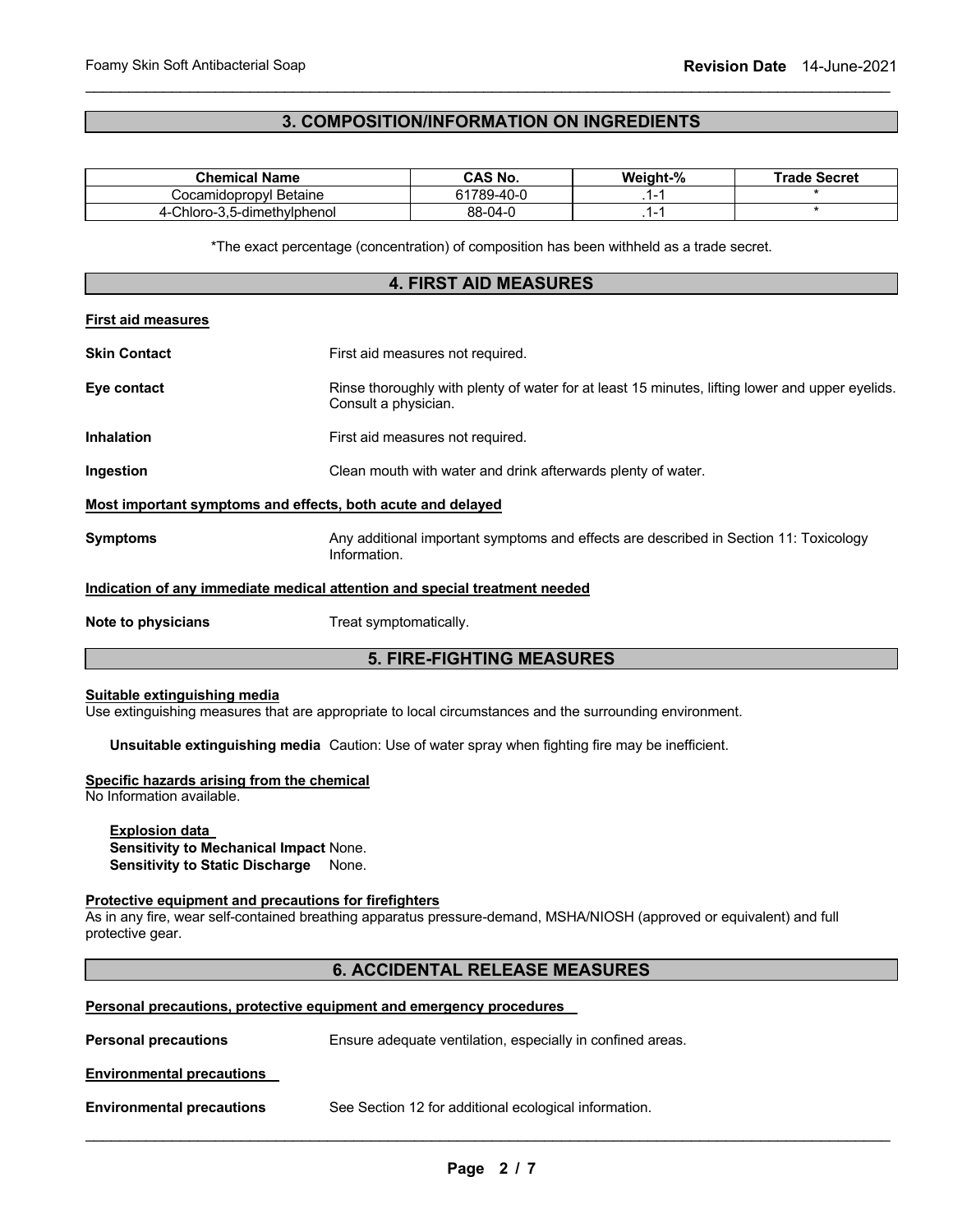## 3. COMPOSITION/INFORMATION ON INGREDIENTS

| Chemical Name | CAS No. | Weight-% | Trade Secret |
|---|---|---|---|
| Cocamidopropyl Betaine | 61789-40-0 | .1-1 | * |
| 4-Chloro-3,5-dimethylphenol | 88-04-0 | .1-1 | * |

*The exact percentage (concentration) of composition has been withheld as a trade secret.

## 4. FIRST AID MEASURES

**First aid measures**

**Skin Contact** First aid measures not required.

**Eye contact** Rinse thoroughly with plenty of water for at least 15 minutes, lifting lower and upper eyelids. Consult a physician.

**Inhalation** First aid measures not required.

**Ingestion** Clean mouth with water and drink afterwards plenty of water.

**Most important symptoms and effects, both acute and delayed**

**Symptoms** Any additional important symptoms and effects are described in Section 11: Toxicology Information.

**Indication of any immediate medical attention and special treatment needed**

**Note to physicians** Treat symptomatically.

## 5. FIRE-FIGHTING MEASURES

**Suitable extinguishing media**
Use extinguishing measures that are appropriate to local circumstances and the surrounding environment.

**Unsuitable extinguishing media** Caution: Use of water spray when fighting fire may be inefficient.

**Specific hazards arising from the chemical**
No Information available.

**Explosion data**
**Sensitivity to Mechanical Impact** None.
**Sensitivity to Static Discharge** None.

**Protective equipment and precautions for firefighters**
As in any fire, wear self-contained breathing apparatus pressure-demand, MSHA/NIOSH (approved or equivalent) and full protective gear.

## 6. ACCIDENTAL RELEASE MEASURES

**Personal precautions, protective equipment and emergency procedures**

**Personal precautions** Ensure adequate ventilation, especially in confined areas.

**Environmental precautions**

**Environmental precautions** See Section 12 for additional ecological information.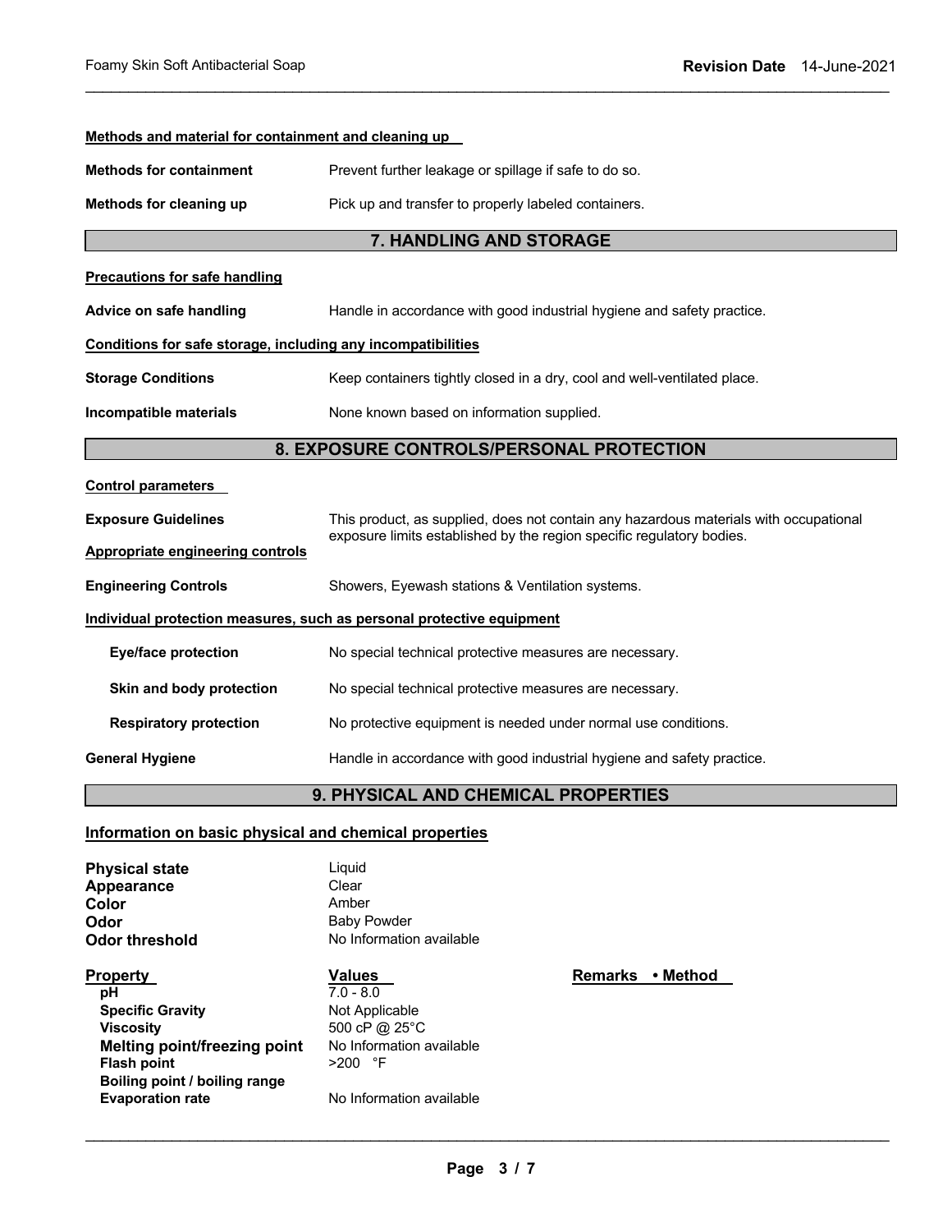**Methods and material for containment and cleaning up**

| | |
|---|---|
| **Methods for containment** | Prevent further leakage or spillage if safe to do so. |
| **Methods for cleaning up** | Pick up and transfer to properly labeled containers. |

## 7. HANDLING AND STORAGE

**Precautions for safe handling**

| | |
|---|---|
| **Advice on safe handling** | Handle in accordance with good industrial hygiene and safety practice. |

**Conditions for safe storage, including any incompatibilities**

| | |
|---|---|
| **Storage Conditions** | Keep containers tightly closed in a dry, cool and well-ventilated place. |
| **Incompatible materials** | None known based on information supplied. |

## 8. EXPOSURE CONTROLS/PERSONAL PROTECTION

**Control parameters**

| | |
|---|---|
| **Exposure Guidelines** | This product, as supplied, does not contain any hazardous materials with occupational exposure limits established by the region specific regulatory bodies. |

**Appropriate engineering controls**

| | |
|---|---|
| **Engineering Controls** | Showers, Eyewash stations & Ventilation systems. |

**Individual protection measures, such as personal protective equipment**

| | |
|---|---|
| **Eye/face protection** | No special technical protective measures are necessary. |
| **Skin and body protection** | No special technical protective measures are necessary. |
| **Respiratory protection** | No protective equipment is needed under normal use conditions. |
| **General Hygiene** | Handle in accordance with good industrial hygiene and safety practice. |

## 9. PHYSICAL AND CHEMICAL PROPERTIES

**Information on basic physical and chemical properties**

| | |
|---|---|
| **Physical state** | Liquid |
| **Appearance** | Clear |
| **Color** | Amber |
| **Odor** | Baby Powder |
| **Odor threshold** | No Information available |

| Property | Values | Remarks • Method |
|---|---|---|
| **pH** | 7.0 - 8.0 | |
| **Specific Gravity** | Not Applicable | |
| **Viscosity** | 500 cP @ 25°C | |
| **Melting point/freezing point** | No Information available | |
| **Flash point** | >200 °F | |
| **Boiling point / boiling range** | | |
| **Evaporation rate** | No Information available | |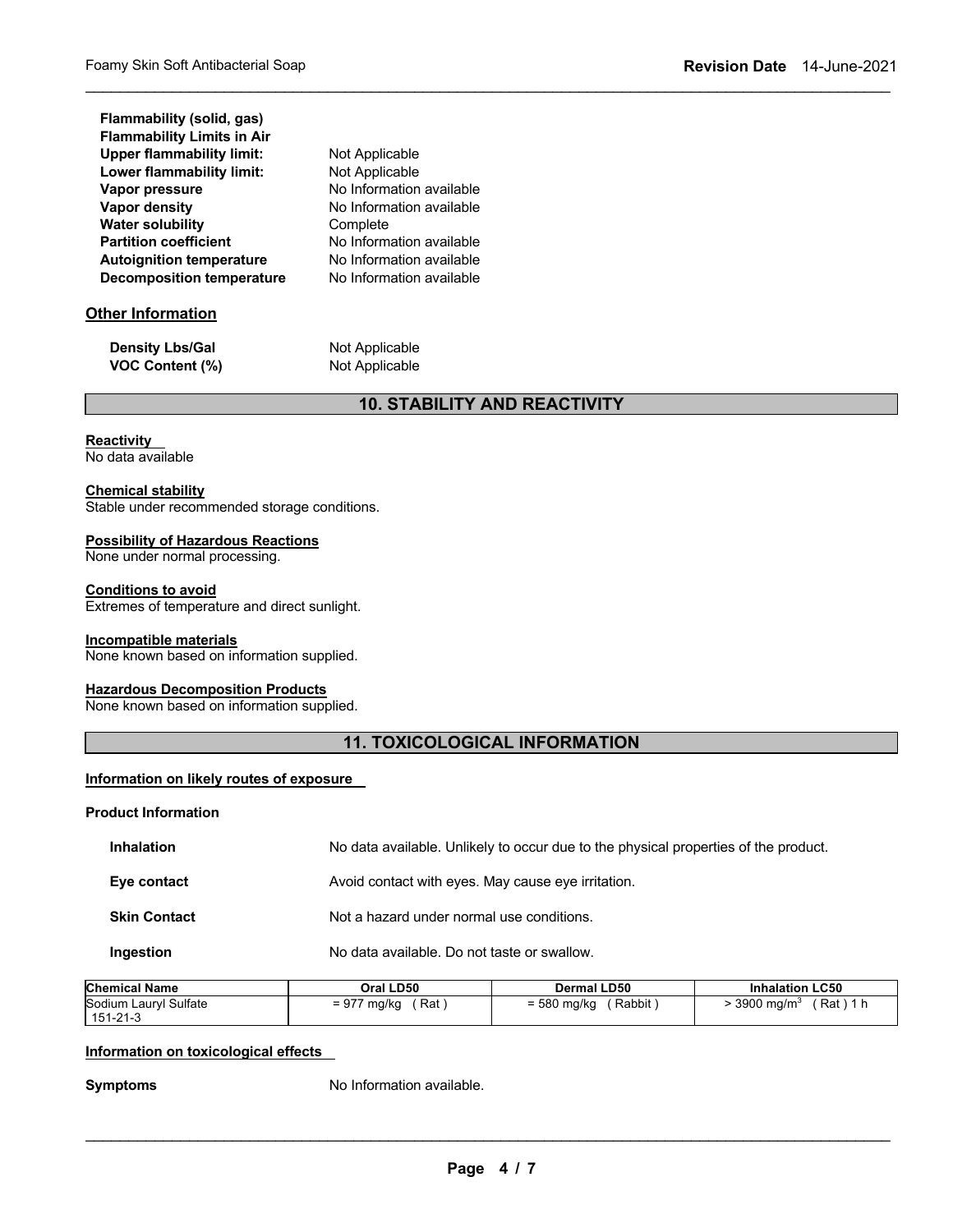**Flammability (solid, gas)**
**Flammability Limits in Air**

| | |
|---|---|
| **Upper flammability limit:** | Not Applicable |
| **Lower flammability limit:** | Not Applicable |
| **Vapor pressure** | No Information available |
| **Vapor density** | No Information available |
| **Water solubility** | Complete |
| **Partition coefficient** | No Information available |
| **Autoignition temperature** | No Information available |
| **Decomposition temperature** | No Information available |

### Other Information

| | |
|---|---|
| **Density Lbs/Gal** | Not Applicable |
| **VOC Content (%)** | Not Applicable |

## 10. STABILITY AND REACTIVITY

**Reactivity**
No data available

**Chemical stability**
Stable under recommended storage conditions.

**Possibility of Hazardous Reactions**
None under normal processing.

**Conditions to avoid**
Extremes of temperature and direct sunlight.

**Incompatible materials**
None known based on information supplied.

**Hazardous Decomposition Products**
None known based on information supplied.

## 11. TOXICOLOGICAL INFORMATION

**Information on likely routes of exposure**

**Product Information**

| | |
|---|---|
| **Inhalation** | No data available. Unlikely to occur due to the physical properties of the product. |
| **Eye contact** | Avoid contact with eyes. May cause eye irritation. |
| **Skin Contact** | Not a hazard under normal use conditions. |
| **Ingestion** | No data available. Do not taste or swallow. |

| Chemical Name | Oral LD50 | Dermal LD50 | Inhalation LC50 |
|---|---|---|---|
| Sodium Lauryl Sulfate 151-21-3 | = 977 mg/kg ( Rat ) | = 580 mg/kg ( Rabbit ) | > 3900 $mg/m^3$ ( Rat ) 1 h |

**Information on toxicological effects**

**Symptoms** No Information available.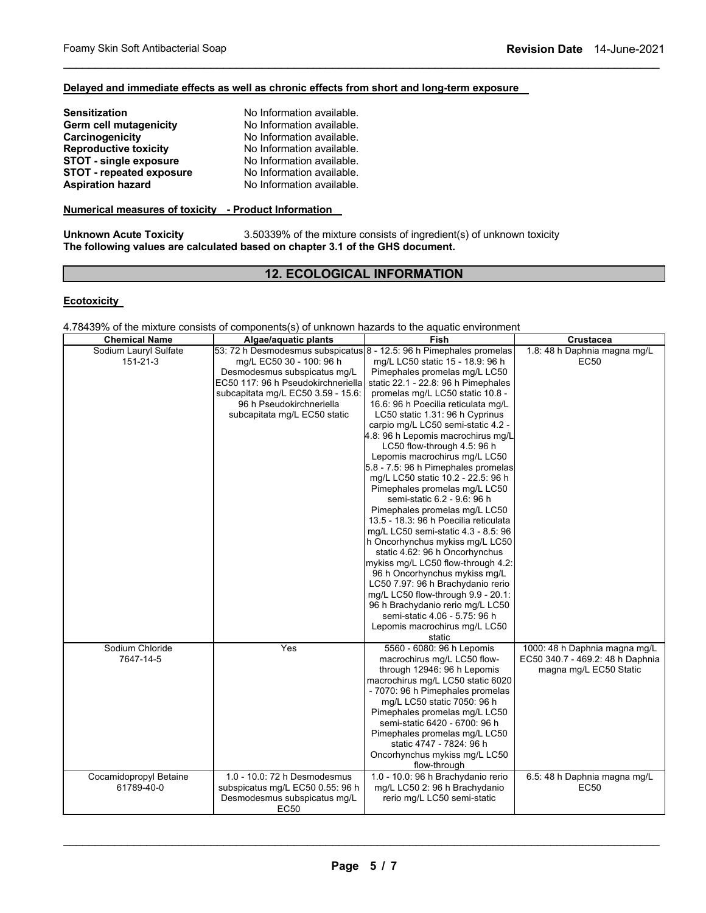**Delayed and immediate effects as well as chronic effects from short and long-term exposure**

| | |
|---|---|
| **Sensitization** | No Information available. |
| **Germ cell mutagenicity** | No Information available. |
| **Carcinogenicity** | No Information available. |
| **Reproductive toxicity** | No Information available. |
| **STOT - single exposure** | No Information available. |
| **STOT - repeated exposure** | No Information available. |
| **Aspiration hazard** | No Information available. |

**Numerical measures of toxicity - Product Information**

**Unknown Acute Toxicity** 3.50339% of the mixture consists of ingredient(s) of unknown toxicity

**The following values are calculated based on chapter 3.1 of the GHS document.**

## 12. ECOLOGICAL INFORMATION

**Ecotoxicity**

4.78439% of the mixture consists of components(s) of unknown hazards to the aquatic environment

| Chemical Name | Algae/aquatic plants | Fish | Crustacea |
|---|---|---|---|
| Sodium Lauryl Sulfate 151-21-3 | 53: 72 h Desmodesmus subspicatus mg/L EC50 30 - 100: 96 h Desmodesmus subspicatus mg/L EC50 117: 96 h Pseudokirchneriella subcapitata mg/L EC50 3.59 - 15.6: 96 h Pseudokirchneriella subcapitata mg/L EC50 static | 8 - 12.5: 96 h Pimephales promelas mg/L LC50 static 15 - 18.9: 96 h Pimephales promelas mg/L LC50 static 22.1 - 22.8: 96 h Pimephales promelas mg/L LC50 static 10.8 - 16.6: 96 h Poecilia reticulata mg/L LC50 static 1.31: 96 h Cyprinus carpio mg/L LC50 semi-static 4.2 - 4.8: 96 h Lepomis macrochirus mg/L LC50 flow-through 4.5: 96 h Lepomis macrochirus mg/L LC50 5.8 - 7.5: 96 h Pimephales promelas mg/L LC50 static 10.2 - 22.5: 96 h Pimephales promelas mg/L LC50 semi-static 6.2 - 9.6: 96 h Pimephales promelas mg/L LC50 13.5 - 18.3: 96 h Poecilia reticulata mg/L LC50 semi-static 4.3 - 8.5: 96 h Oncorhynchus mykiss mg/L LC50 static 4.62: 96 h Oncorhynchus mykiss mg/L LC50 flow-through 4.2: 96 h Oncorhynchus mykiss mg/L LC50 7.97: 96 h Brachydanio rerio mg/L LC50 flow-through 9.9 - 20.1: 96 h Brachydanio rerio mg/L LC50 semi-static 4.06 - 5.75: 96 h Lepomis macrochirus mg/L LC50 static | 1.8: 48 h Daphnia magna mg/L EC50 |
| Sodium Chloride 7647-14-5 | Yes | 5560 - 6080: 96 h Lepomis macrochirus mg/L LC50 flow-through 12946: 96 h Lepomis macrochirus mg/L LC50 static 6020 - 7070: 96 h Pimephales promelas mg/L LC50 static 7050: 96 h Pimephales promelas mg/L LC50 semi-static 6420 - 6700: 96 h Pimephales promelas mg/L LC50 static 4747 - 7824: 96 h Oncorhynchus mykiss mg/L LC50 flow-through | 1000: 48 h Daphnia magna mg/L EC50 340.7 - 469.2: 48 h Daphnia magna mg/L EC50 Static |
| Cocamidopropyl Betaine 61789-40-0 | 1.0 - 10.0: 72 h Desmodesmus subspicatus mg/L EC50 0.55: 96 h Desmodesmus subspicatus mg/L EC50 | 1.0 - 10.0: 96 h Brachydanio rerio mg/L LC50 2: 96 h Brachydanio rerio mg/L LC50 semi-static | 6.5: 48 h Daphnia magna mg/L EC50 |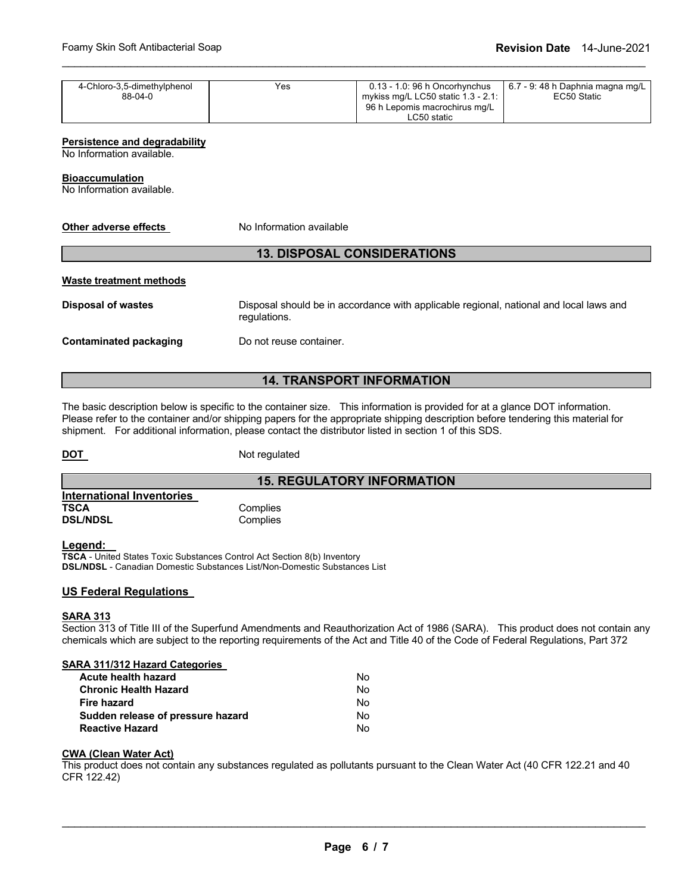| | | | |
|---|---|---|---|
| 4-Chloro-3,5-dimethylphenol 88-04-0 | Yes | 0.13 - 1.0: 96 h Oncorhynchus mykiss mg/L LC50 static 1.3 - 2.1: 96 h Lepomis macrochirus mg/L LC50 static | 6.7 - 9: 48 h Daphnia magna mg/L EC50 Static |

**Persistence and degradability**
No Information available.

**Bioaccumulation**
No Information available.

**Other adverse effects** No Information available

## 13. DISPOSAL CONSIDERATIONS

**Waste treatment methods**

**Disposal of wastes** Disposal should be in accordance with applicable regional, national and local laws and regulations.

**Contaminated packaging** Do not reuse container.

## 14. TRANSPORT INFORMATION

The basic description below is specific to the container size. This information is provided for at a glance DOT information. Please refer to the container and/or shipping papers for the appropriate shipping description before tendering this material for shipment. For additional information, please contact the distributor listed in section 1 of this SDS.

**DOT** Not regulated

## 15. REGULATORY INFORMATION

**International Inventories**

**TSCA** Complies
**DSL/NDSL** Complies

**Legend:**
**TSCA** - United States Toxic Substances Control Act Section 8(b) Inventory
**DSL/NDSL** - Canadian Domestic Substances List/Non-Domestic Substances List

### US Federal Regulations

**SARA 313**
Section 313 of Title III of the Superfund Amendments and Reauthorization Act of 1986 (SARA). This product does not contain any chemicals which are subject to the reporting requirements of the Act and Title 40 of the Code of Federal Regulations, Part 372

**SARA 311/312 Hazard Categories**

| | |
|---|---|
| **Acute health hazard** | No |
| **Chronic Health Hazard** | No |
| **Fire hazard** | No |
| **Sudden release of pressure hazard** | No |
| **Reactive Hazard** | No |

**CWA (Clean Water Act)**
This product does not contain any substances regulated as pollutants pursuant to the Clean Water Act (40 CFR 122.21 and 40 CFR 122.42)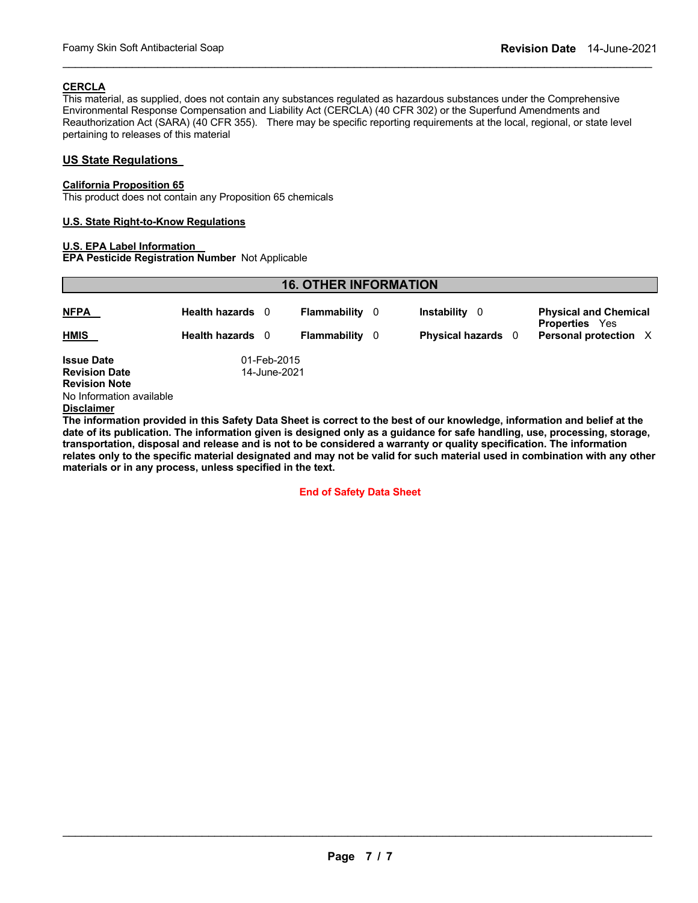**CERCLA**

This material, as supplied, does not contain any substances regulated as hazardous substances under the Comprehensive Environmental Response Compensation and Liability Act (CERCLA) (40 CFR 302) or the Superfund Amendments and Reauthorization Act (SARA) (40 CFR 355). There may be specific reporting requirements at the local, regional, or state level pertaining to releases of this material

## US State Regulations

**California Proposition 65**

This product does not contain any Proposition 65 chemicals

**U.S. State Right-to-Know Regulations**

**U.S. EPA Label Information**

**EPA Pesticide Registration Number** Not Applicable

## 16. OTHER INFORMATION

| | | | | |
|---|---|---|---|---|
| **NFPA** | **Health hazards** 0 | **Flammability** 0 | **Instability** 0 | **Physical and Chemical Properties** Yes |
| **HMIS** | **Health hazards** 0 | **Flammability** 0 | **Physical hazards** 0 | **Personal protection** X |

**Issue Date** 01-Feb-2015

**Revision Date** 14-June-2021

**Revision Note**

No Information available

**Disclaimer**

**The information provided in this Safety Data Sheet is correct to the best of our knowledge, information and belief at the date of its publication. The information given is designed only as a guidance for safe handling, use, processing, storage, transportation, disposal and release and is not to be considered a warranty or quality specification. The information relates only to the specific material designated and may not be valid for such material used in combination with any other materials or in any process, unless specified in the text.**

**End of Safety Data Sheet**